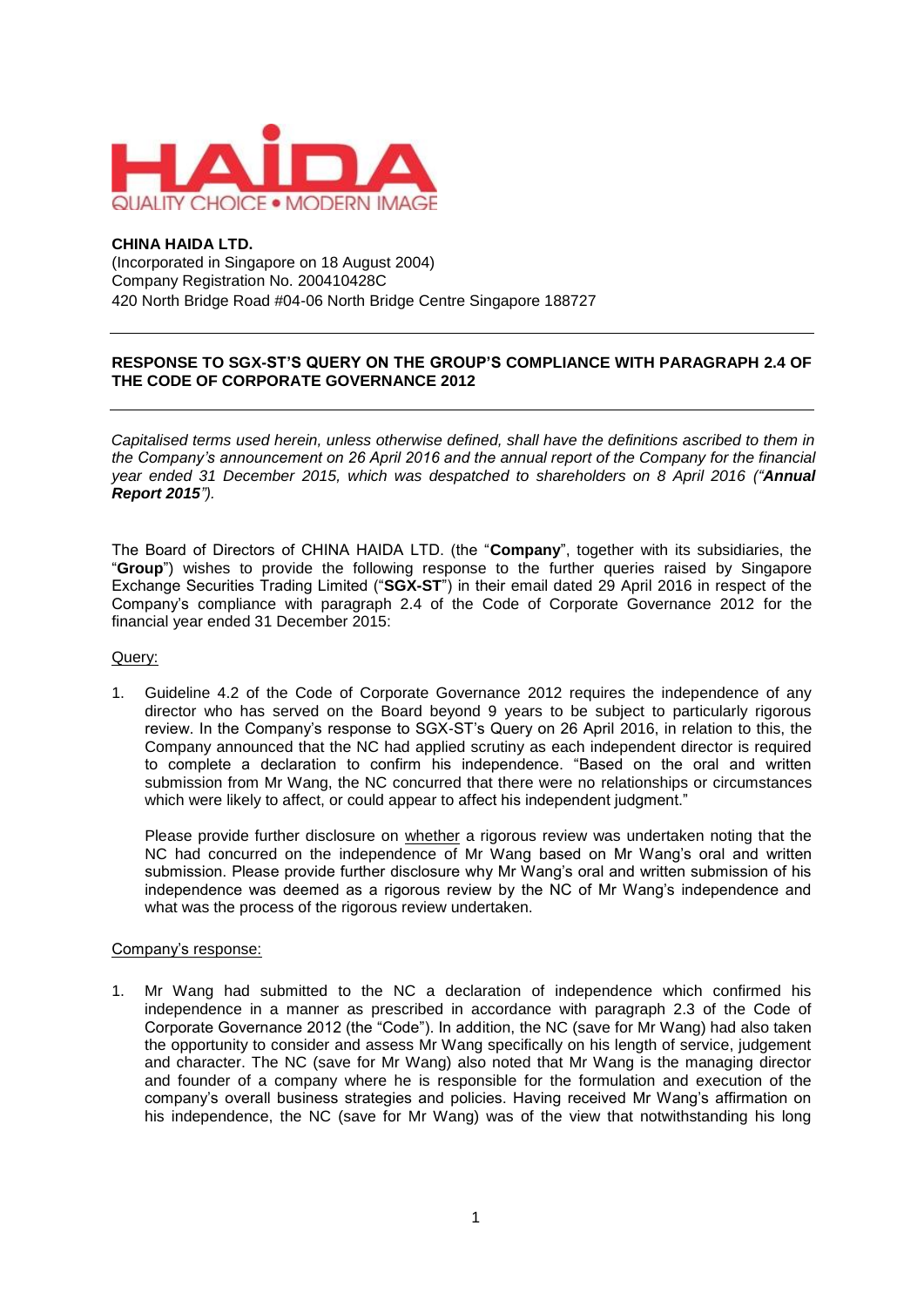HAiDA

QUALITY CHOICE • MODERN IMAGE

**CHINA HAIDA LTD.**
(Incorporated in Singapore on 18 August 2004)
Company Registration No. 200410428C
420 North Bridge Road #04-06 North Bridge Centre Singapore 188727

---

**RESPONSE TO SGX-ST'S QUERY ON THE GROUP'S COMPLIANCE WITH PARAGRAPH 2.4 OF THE CODE OF CORPORATE GOVERNANCE 2012**

---

*Capitalised terms used herein, unless otherwise defined, shall have the definitions ascribed to them in the Company's announcement on 26 April 2016 and the annual report of the Company for the financial year ended 31 December 2015, which was despatched to shareholders on 8 April 2016 ("**Annual Report 2015**").*

The Board of Directors of CHINA HAIDA LTD. (the "**Company**", together with its subsidiaries, the "**Group**") wishes to provide the following response to the further queries raised by Singapore Exchange Securities Trading Limited ("**SGX-ST**") in their email dated 29 April 2016 in respect of the Company's compliance with paragraph 2.4 of the Code of Corporate Governance 2012 for the financial year ended 31 December 2015:

Query:

1. Guideline 4.2 of the Code of Corporate Governance 2012 requires the independence of any director who has served on the Board beyond 9 years to be subject to particularly rigorous review. In the Company's response to SGX-ST's Query on 26 April 2016, in relation to this, the Company announced that the NC had applied scrutiny as each independent director is required to complete a declaration to confirm his independence. "Based on the oral and written submission from Mr Wang, the NC concurred that there were no relationships or circumstances which were likely to affect, or could appear to affect his independent judgment."

   Please provide further disclosure on whether a rigorous review was undertaken noting that the NC had concurred on the independence of Mr Wang based on Mr Wang's oral and written submission. Please provide further disclosure why Mr Wang's oral and written submission of his independence was deemed as a rigorous review by the NC of Mr Wang's independence and what was the process of the rigorous review undertaken.

Company's response:

1. Mr Wang had submitted to the NC a declaration of independence which confirmed his independence in a manner as prescribed in accordance with paragraph 2.3 of the Code of Corporate Governance 2012 (the "Code"). In addition, the NC (save for Mr Wang) had also taken the opportunity to consider and assess Mr Wang specifically on his length of service, judgement and character. The NC (save for Mr Wang) also noted that Mr Wang is the managing director and founder of a company where he is responsible for the formulation and execution of the company's overall business strategies and policies. Having received Mr Wang's affirmation on his independence, the NC (save for Mr Wang) was of the view that notwithstanding his long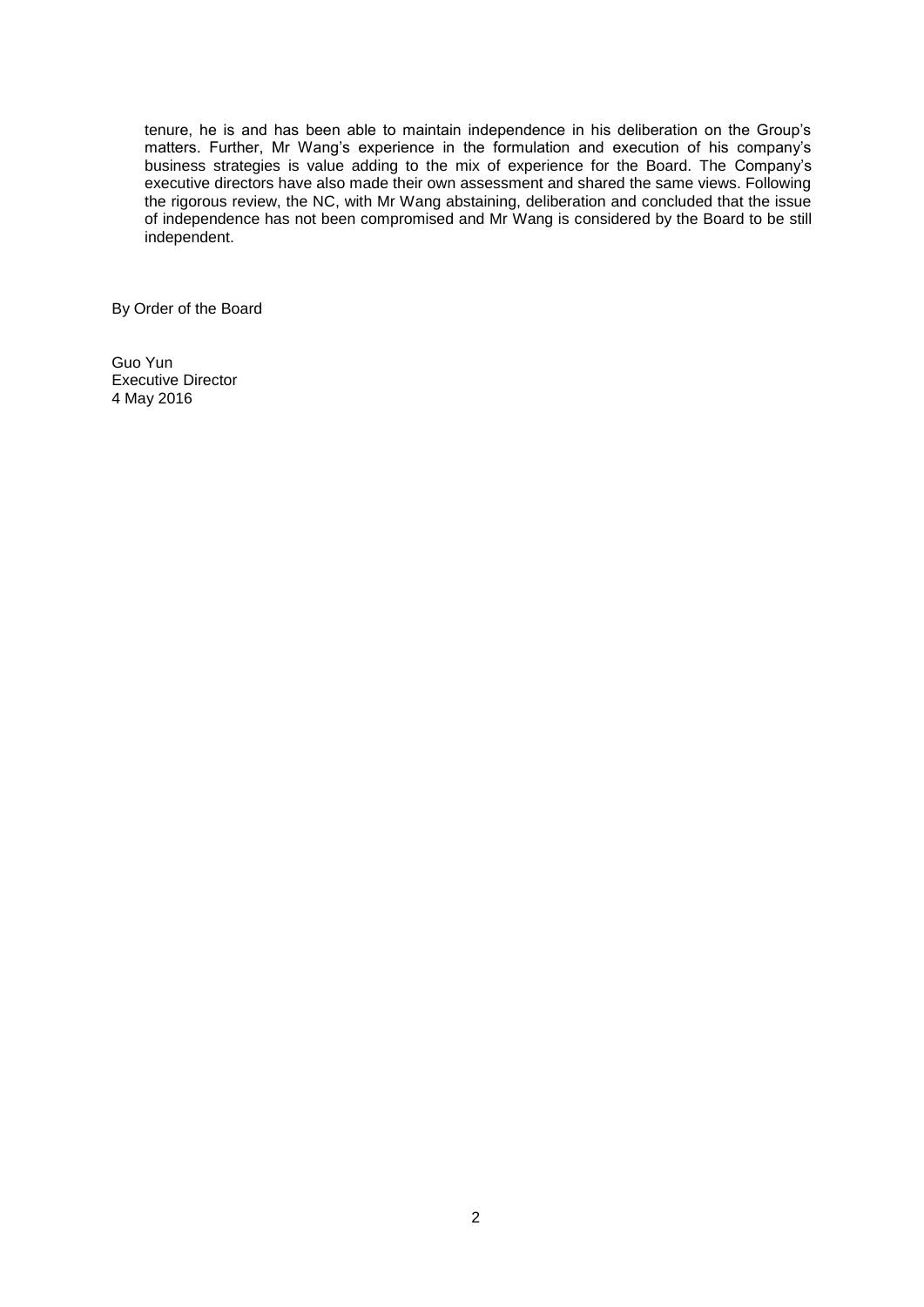tenure, he is and has been able to maintain independence in his deliberation on the Group's matters. Further, Mr Wang's experience in the formulation and execution of his company's business strategies is value adding to the mix of experience for the Board. The Company's executive directors have also made their own assessment and shared the same views. Following the rigorous review, the NC, with Mr Wang abstaining, deliberation and concluded that the issue of independence has not been compromised and Mr Wang is considered by the Board to be still independent.

By Order of the Board

Guo Yun
Executive Director
4 May 2016